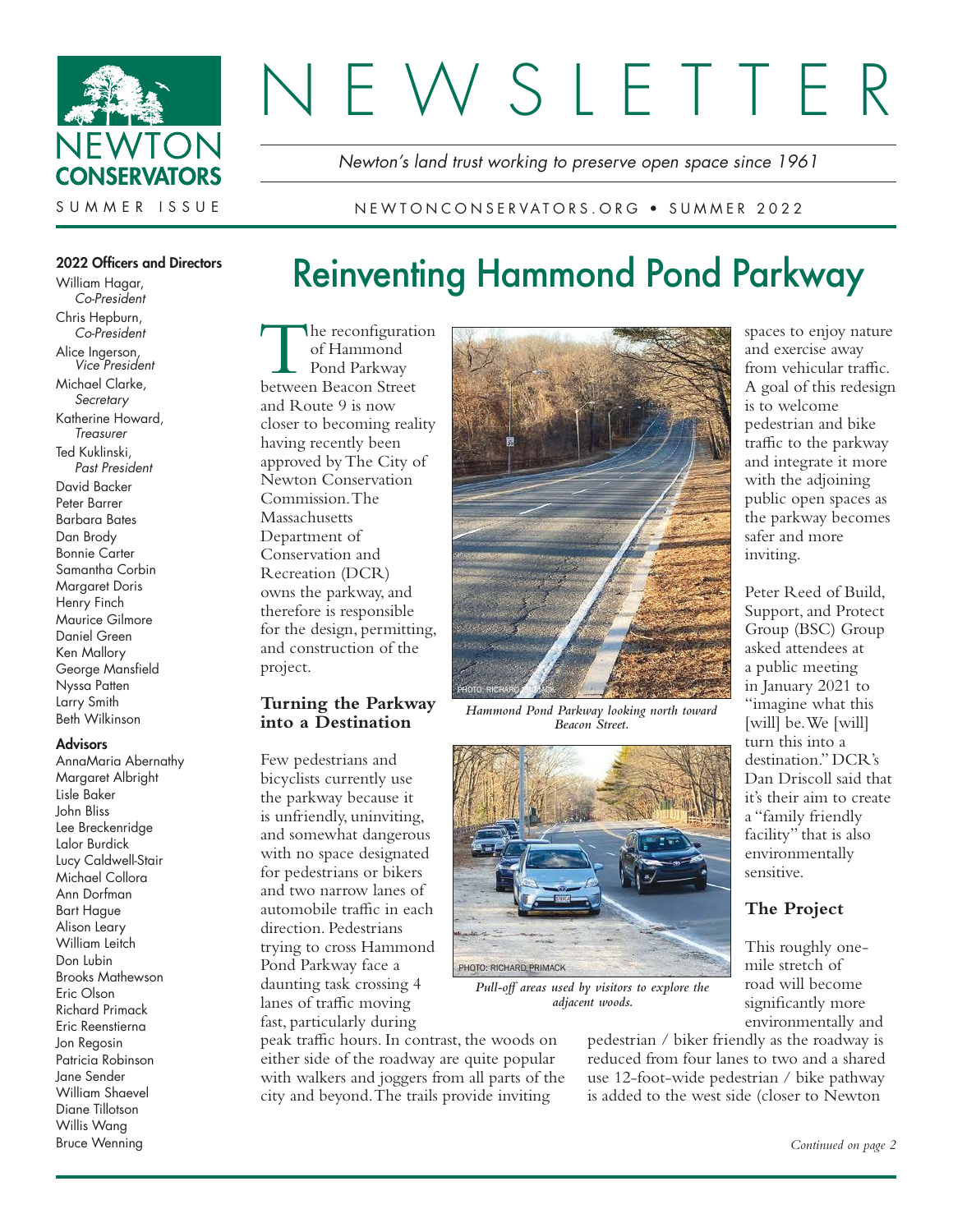# NEWSLETTER

NEWTON CONSERVATORS

SUMMER ISSUE

*Newton's land trust working to preserve open space since 1961*

NEWTONCONSERVATORS.ORG • SUMMER 2022

**2022 Officers and Directors**

William Hagar, *Co-President*
Chris Hepburn, *Co-President*
Alice Ingerson, *Vice President*
Michael Clarke, *Secretary*
Katherine Howard, *Treasurer*
Ted Kuklinski, *Past President*
David Backer
Peter Barrer
Barbara Bates
Dan Brody
Bonnie Carter
Samantha Corbin
Margaret Doris
Henry Finch
Maurice Gilmore
Daniel Green
Ken Mallory
George Mansfield
Nyssa Patten
Larry Smith
Beth Wilkinson

**Advisors**

AnnaMaria Abernathy
Margaret Albright
Lisle Baker
John Bliss
Lee Breckenridge
Lalor Burdick
Lucy Caldwell-Stair
Michael Collora
Ann Dorfman
Bart Hague
Alison Leary
William Leitch
Don Lubin
Brooks Mathewson
Eric Olson
Richard Primack
Eric Reenstierna
Jon Regosin
Patricia Robinson
Jane Sender
William Shaevel
Diane Tillotson
Willis Wang
Bruce Wenning

## Reinventing Hammond Pond Parkway

The reconfiguration of Hammond Pond Parkway between Beacon Street and Route 9 is now closer to becoming reality having recently been approved by The City of Newton Conservation Commission. The Massachusetts Department of Conservation and Recreation (DCR) owns the parkway, and therefore is responsible for the design, permitting, and construction of the project.

### Turning the Parkway into a Destination

Few pedestrians and bicyclists currently use the parkway because it is unfriendly, uninviting, and somewhat dangerous with no space designated for pedestrians or bikers and two narrow lanes of automobile traffic in each direction. Pedestrians trying to cross Hammond Pond Parkway face a daunting task crossing 4 lanes of traffic moving fast, particularly during peak traffic hours. In contrast, the woods on either side of the roadway are quite popular with walkers and joggers from all parts of the city and beyond. The trails provide inviting spaces to enjoy nature and exercise away from vehicular traffic. A goal of this redesign is to welcome pedestrian and bike traffic to the parkway and integrate it more with the adjoining public open spaces as the parkway becomes safer and more inviting.

PHOTO: RICHARD PRIMACK

*Hammond Pond Parkway looking north toward Beacon Street.*

PHOTO: RICHARD PRIMACK

*Pull-off areas used by visitors to explore the adjacent woods.*

Peter Reed of Build, Support, and Protect Group (BSC) Group asked attendees at a public meeting in January 2021 to "imagine what this [will] be. We [will] turn this into a destination." DCR's Dan Driscoll said that it's their aim to create a "family friendly facility" that is also environmentally sensitive.

### The Project

This roughly one-mile stretch of road will become significantly more environmentally and pedestrian / biker friendly as the roadway is reduced from four lanes to two and a shared use 12-foot-wide pedestrian / bike pathway is added to the west side (closer to Newton

*Continued on page 2*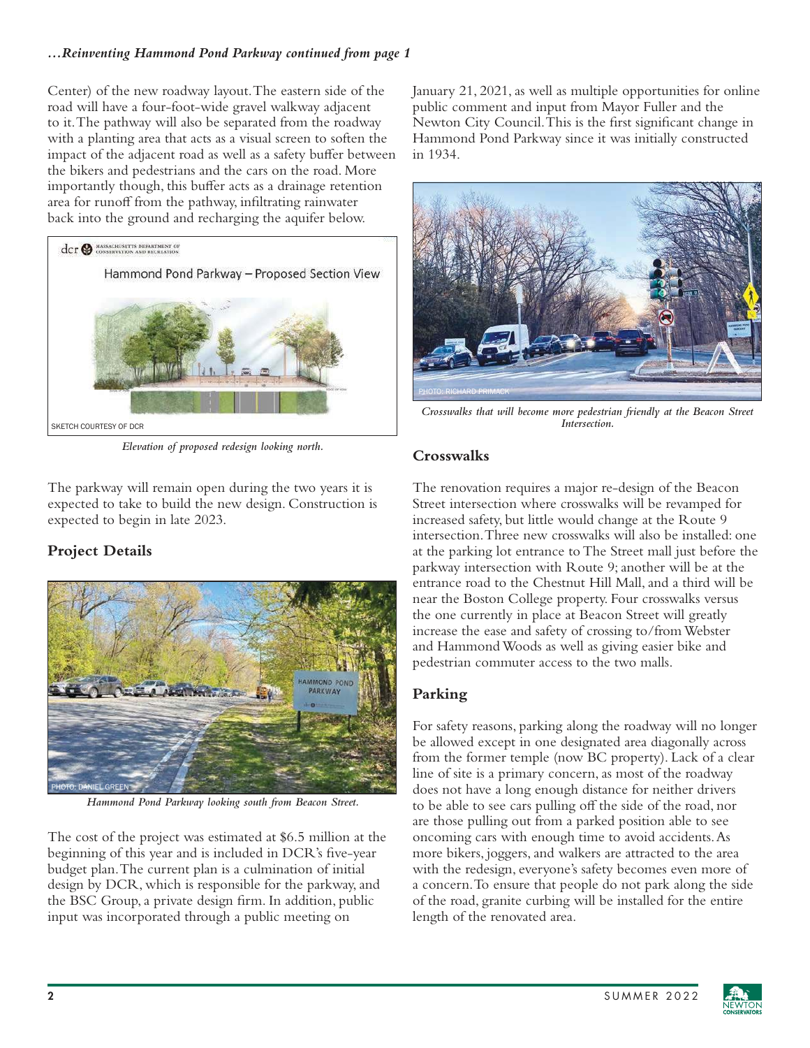*...Reinventing Hammond Pond Parkway continued from page 1*

Center) of the new roadway layout. The eastern side of the road will have a four-foot-wide gravel walkway adjacent to it. The pathway will also be separated from the roadway with a planting area that acts as a visual screen to soften the impact of the adjacent road as well as a safety buffer between the bikers and pedestrians and the cars on the road. More importantly though, this buffer acts as a drainage retention area for runoff from the pathway, infiltrating rainwater back into the ground and recharging the aquifer below.

SKETCH COURTESY OF DCR

*Elevation of proposed redesign looking north.*

The parkway will remain open during the two years it is expected to take to build the new design. Construction is expected to begin in late 2023.

## Project Details

PHOTO: DANIEL GREEN

*Hammond Pond Parkway looking south from Beacon Street.*

The cost of the project was estimated at $6.5 million at the beginning of this year and is included in DCR's five-year budget plan. The current plan is a culmination of initial design by DCR, which is responsible for the parkway, and the BSC Group, a private design firm. In addition, public input was incorporated through a public meeting on January 21, 2021, as well as multiple opportunities for online public comment and input from Mayor Fuller and the Newton City Council. This is the first significant change in Hammond Pond Parkway since it was initially constructed in 1934.

PHOTO: RICHARD PRIMACK

*Crosswalks that will become more pedestrian friendly at the Beacon Street Intersection.*

## Crosswalks

The renovation requires a major re-design of the Beacon Street intersection where crosswalks will be revamped for increased safety, but little would change at the Route 9 intersection. Three new crosswalks will also be installed: one at the parking lot entrance to The Street mall just before the parkway intersection with Route 9; another will be at the entrance road to the Chestnut Hill Mall, and a third will be near the Boston College property. Four crosswalks versus the one currently in place at Beacon Street will greatly increase the ease and safety of crossing to/from Webster and Hammond Woods as well as giving easier bike and pedestrian commuter access to the two malls.

## Parking

For safety reasons, parking along the roadway will no longer be allowed except in one designated area diagonally across from the former temple (now BC property). Lack of a clear line of site is a primary concern, as most of the roadway does not have a long enough distance for neither drivers to be able to see cars pulling off the side of the road, nor are those pulling out from a parked position able to see oncoming cars with enough time to avoid accidents. As more bikers, joggers, and walkers are attracted to the area with the redesign, everyone's safety becomes even more of a concern. To ensure that people do not park along the side of the road, granite curbing will be installed for the entire length of the renovated area.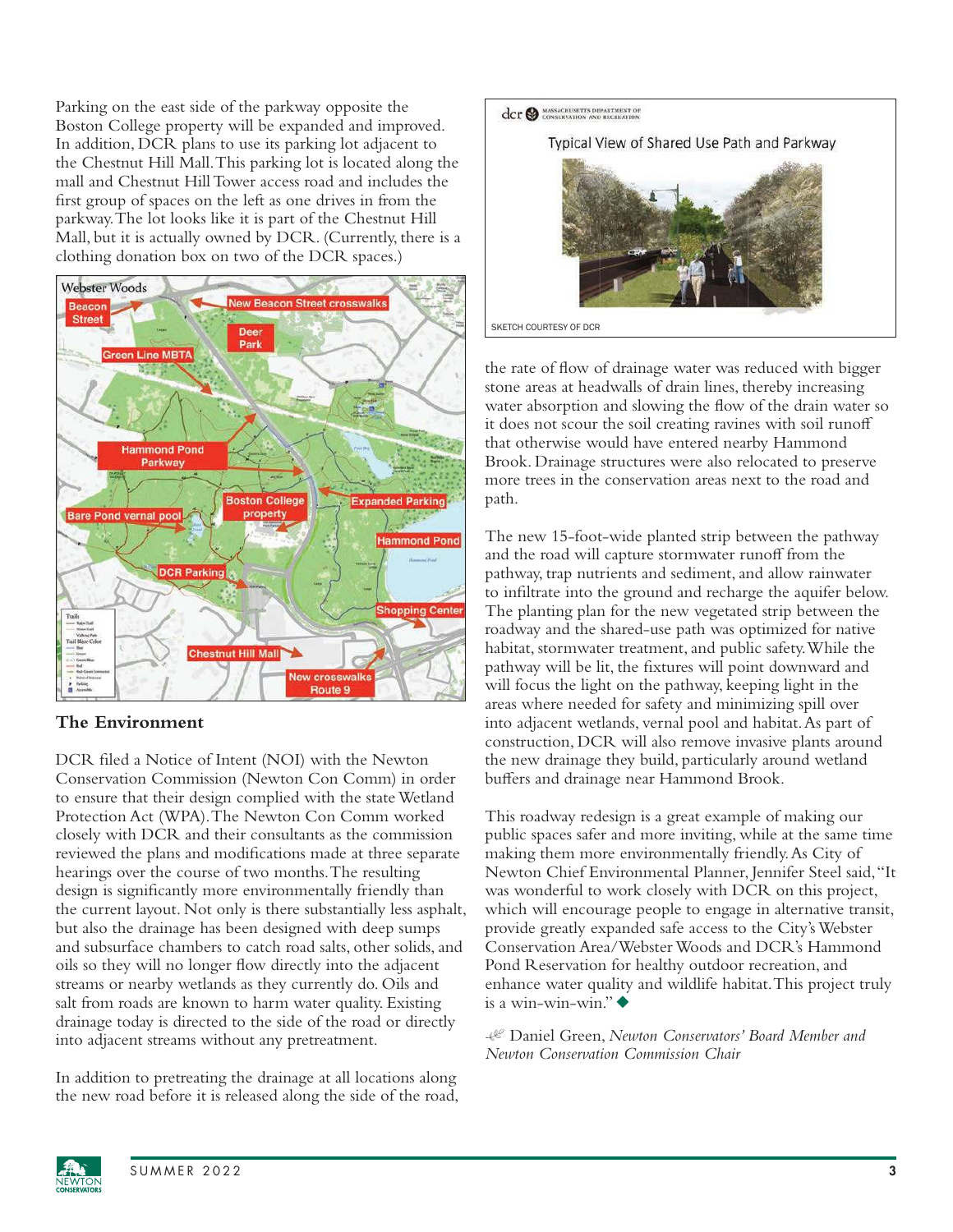Parking on the east side of the parkway opposite the Boston College property will be expanded and improved. In addition, DCR plans to use its parking lot adjacent to the Chestnut Hill Mall. This parking lot is located along the mall and Chestnut Hill Tower access road and includes the first group of spaces on the left as one drives in from the parkway. The lot looks like it is part of the Chestnut Hill Mall, but it is actually owned by DCR. (Currently, there is a clothing donation box on two of the DCR spaces.)

Webster Woods

Beacon Street

New Beacon Street crosswalks

Deer Park

Green Line MBTA

Hammond Pond Parkway

Boston College property

Expanded Parking

Bare Pond vernal pool

Hammond Pond

DCR Parking

Shopping Center

Chestnut Hill Mall

New crosswalks Route 9

## The Environment

DCR filed a Notice of Intent (NOI) with the Newton Conservation Commission (Newton Con Comm) in order to ensure that their design complied with the state Wetland Protection Act (WPA). The Newton Con Comm worked closely with DCR and their consultants as the commission reviewed the plans and modifications made at three separate hearings over the course of two months. The resulting design is significantly more environmentally friendly than the current layout. Not only is there substantially less asphalt, but also the drainage has been designed with deep sumps and subsurface chambers to catch road salts, other solids, and oils so they will no longer flow directly into the adjacent streams or nearby wetlands as they currently do. Oils and salt from roads are known to harm water quality. Existing drainage today is directed to the side of the road or directly into adjacent streams without any pretreatment.

In addition to pretreating the drainage at all locations along the new road before it is released along the side of the road, the rate of flow of drainage water was reduced with bigger stone areas at headwalls of drain lines, thereby increasing water absorption and slowing the flow of the drain water so it does not scour the soil creating ravines with soil runoff that otherwise would have entered nearby Hammond Brook. Drainage structures were also relocated to preserve more trees in the conservation areas next to the road and path.

dcr MASSACHUSETTS DEPARTMENT OF CONSERVATION AND RECREATION

Typical View of Shared Use Path and Parkway

SKETCH COURTESY OF DCR

The new 15-foot-wide planted strip between the pathway and the road will capture stormwater runoff from the pathway, trap nutrients and sediment, and allow rainwater to infiltrate into the ground and recharge the aquifer below. The planting plan for the new vegetated strip between the roadway and the shared-use path was optimized for native habitat, stormwater treatment, and public safety. While the pathway will be lit, the fixtures will point downward and will focus the light on the pathway, keeping light in the areas where needed for safety and minimizing spill over into adjacent wetlands, vernal pool and habitat. As part of construction, DCR will also remove invasive plants around the new drainage they build, particularly around wetland buffers and drainage near Hammond Brook.

This roadway redesign is a great example of making our public spaces safer and more inviting, while at the same time making them more environmentally friendly. As City of Newton Chief Environmental Planner, Jennifer Steel said, "It was wonderful to work closely with DCR on this project, which will encourage people to engage in alternative transit, provide greatly expanded safe access to the City's Webster Conservation Area/Webster Woods and DCR's Hammond Pond Reservation for healthy outdoor recreation, and enhance water quality and wildlife habitat. This project truly is a win-win-win." ◆

Daniel Green, *Newton Conservators' Board Member and Newton Conservation Commission Chair*